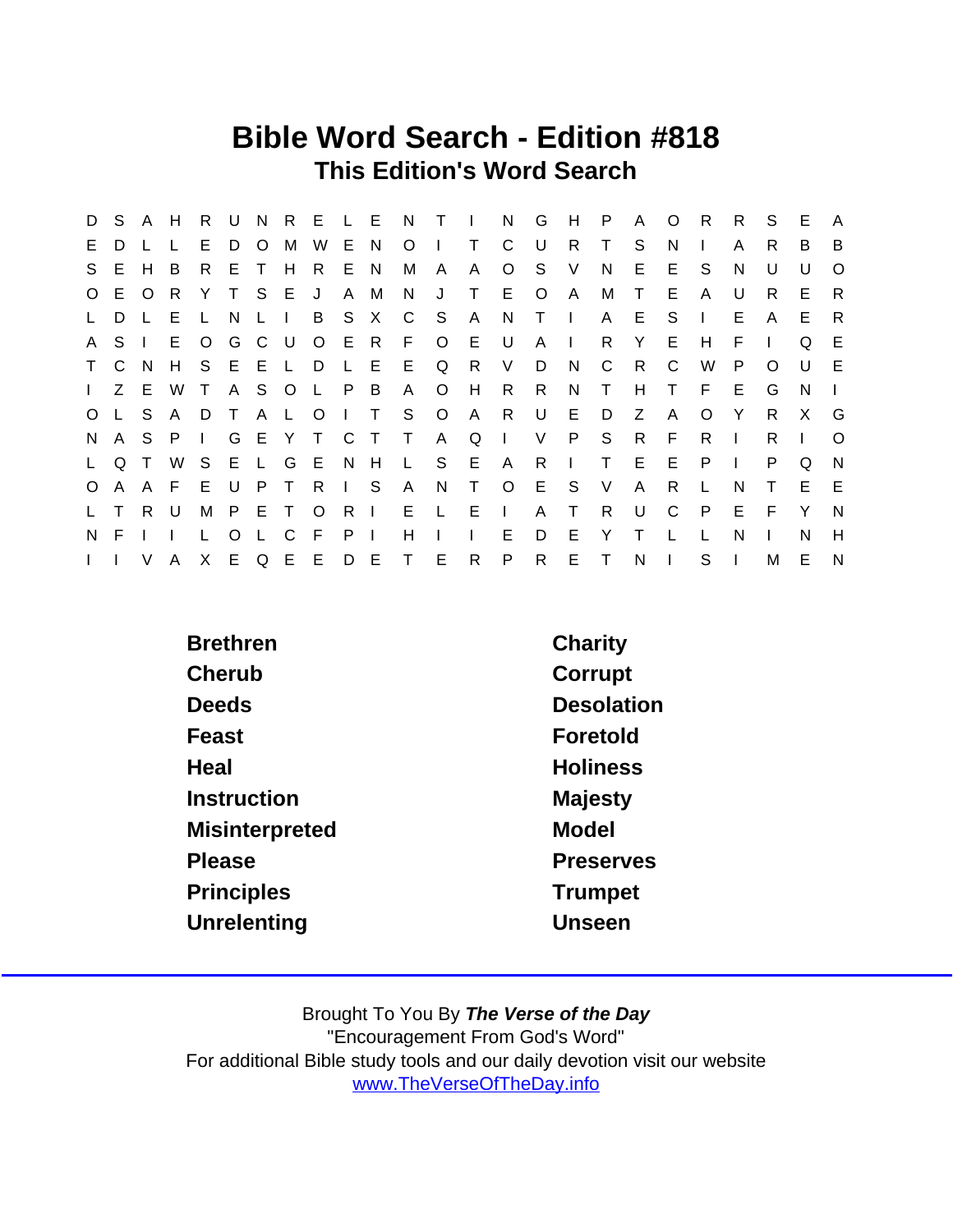# Bible Word Search - Edition #818

## This Edition's Word Search

```
D S A H R U N R E L E N T I N G H P A O R R S E A
E D L L E D O M W E N O I T C U R T S N I A R B B
S E H B R E T H R E N M A A O S V N E E S N U U O
O E O R Y T S E J A M N J T E O A M T E A U R E R
L D L E L N L I B S X C S A N T I A E S I E A E R
A S I E O G C U O E R F O E U A I R Y E H F I Q E
T C N H S E E L D L E E Q R V D N C R C W P O U E
I Z E W T A S O L P B A O H R R N T H T F E G N I
O L S A D T A L O I T S O A R U E D Z A O Y R X G
N A S P I G E Y T C T T A Q I V P S R F R I R I O
L Q T W S E L G E N H L S E A R I T E E P I P Q N
O A A F E U P T R I S A N T O E S V A R L N T E E
L T R U M P E T O R I E L E I A T R U C P E F Y N
N F I I L O L C F P I H I I E D E Y T L L N I N H
I I V A X E Q E E D E T E R P R E T N I S I M E N
```

| | |
|---|---|
| Brethren | Charity |
| Cherub | Corrupt |
| Deeds | Desolation |
| Feast | Foretold |
| Heal | Holiness |
| Instruction | Majesty |
| Misinterpreted | Model |
| Please | Preserves |
| Principles | Trumpet |
| Unrelenting | Unseen |

Brought To You By ***The Verse of the Day***

"Encouragement From God's Word"

For additional Bible study tools and our daily devotion visit our website

www.TheVerseOfTheDay.info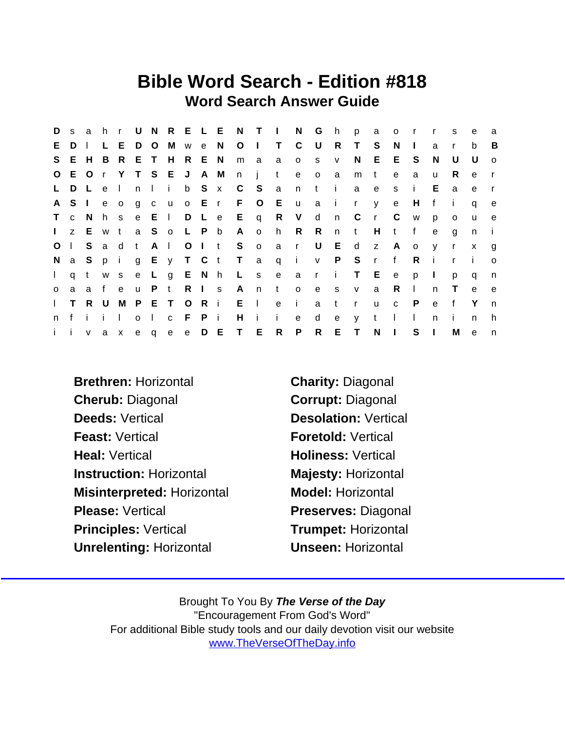# Bible Word Search - Edition #818

## Word Search Answer Guide

```
D s a h r U N R E L E N T I N G h p a o r r s e a
E D l L E D O M w e N O I T C U R T S N I a r b B
S E H B R E T H R E N m a a o s v N E E S N U U o
O E O r Y T S E J A M n j t e o a m t e a u R e r
L D L e l n l i b S x C S a n t i a e s i E a e r
A S I e o g c u o E r F O E u a i r y e H f i q e
T c N h s e E l D L e E q R V d n C r C w p o u e
I z E w t a S o L P b A o h R R n t H t f e g n i
O l S a d t A l O I t S o a r U E d z A o y r x g
N a S p i g E y T C t T a q i v P S r f R i r i o
l q t w s e L g E N h L s e a r i T E e p I p q n
o a a f e u P t R I s A n t o e s v a R l n T e e
l T R U M P E T O R i E l e i a t r u c P e f Y n
n f i i l o l c F P i H i i e d e y t l l n i n h
i i v a x e q e e D E T E R P R E T N I S I M e n
```

**Brethren:** Horizontal | **Charity:** Diagonal
**Cherub:** Diagonal | **Corrupt:** Diagonal
**Deeds:** Vertical | **Desolation:** Vertical
**Feast:** Vertical | **Foretold:** Vertical
**Heal:** Vertical | **Holiness:** Vertical
**Instruction:** Horizontal | **Majesty:** Horizontal
**Misinterpreted:** Horizontal | **Model:** Horizontal
**Please:** Vertical | **Preserves:** Diagonal
**Principles:** Vertical | **Trumpet:** Horizontal
**Unrelenting:** Horizontal | **Unseen:** Horizontal

Brought To You By ***The Verse of the Day***
"Encouragement From God's Word"
For additional Bible study tools and our daily devotion visit our website
www.TheVerseOfTheDay.info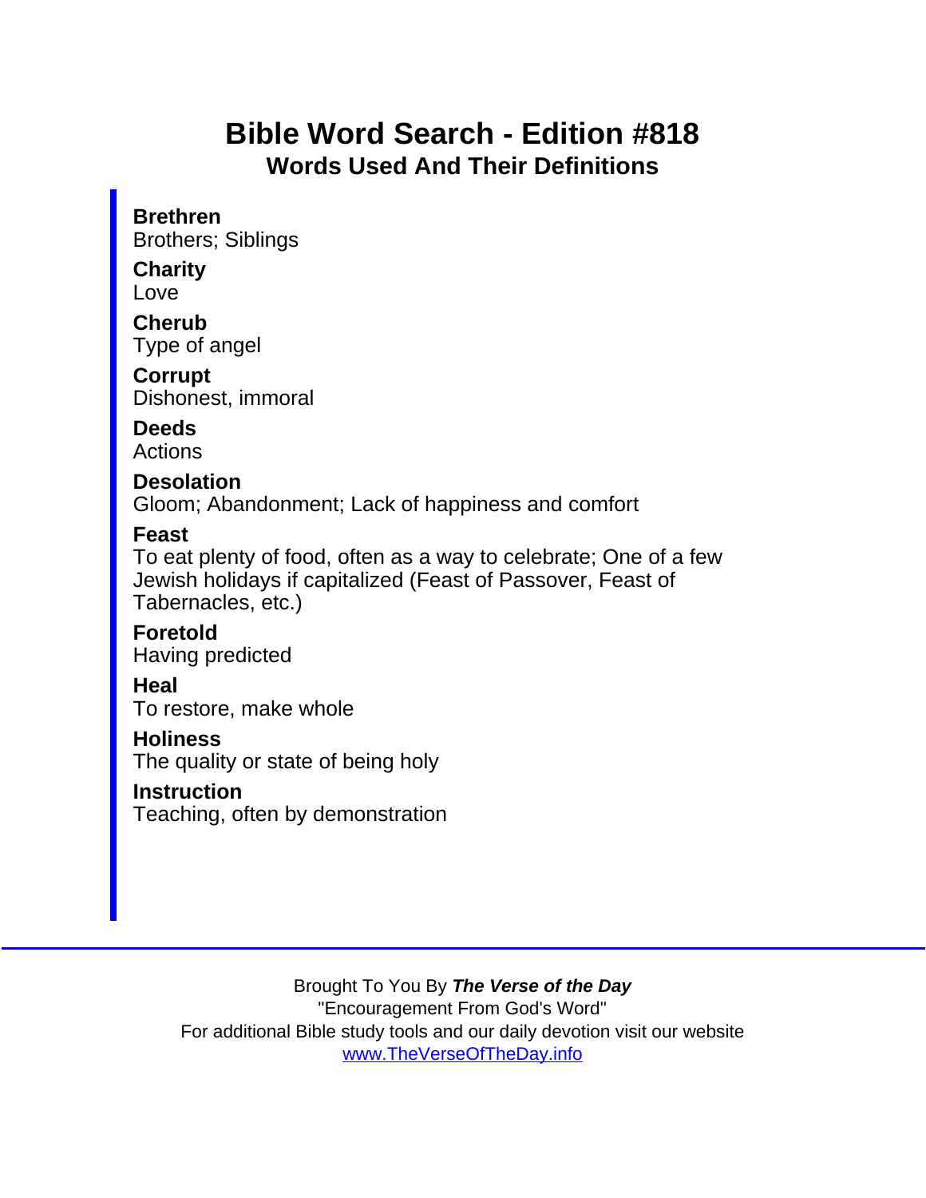# Bible Word Search - Edition #818

## Words Used And Their Definitions

**Brethren**
Brothers; Siblings

**Charity**
Love

**Cherub**
Type of angel

**Corrupt**
Dishonest, immoral

**Deeds**
Actions

**Desolation**
Gloom; Abandonment; Lack of happiness and comfort

**Feast**
To eat plenty of food, often as a way to celebrate; One of a few Jewish holidays if capitalized (Feast of Passover, Feast of Tabernacles, etc.)

**Foretold**
Having predicted

**Heal**
To restore, make whole

**Holiness**
The quality or state of being holy

**Instruction**
Teaching, often by demonstration

---

Brought To You By ***The Verse of the Day***
"Encouragement From God's Word"
For additional Bible study tools and our daily devotion visit our website
www.TheVerseOfTheDay.info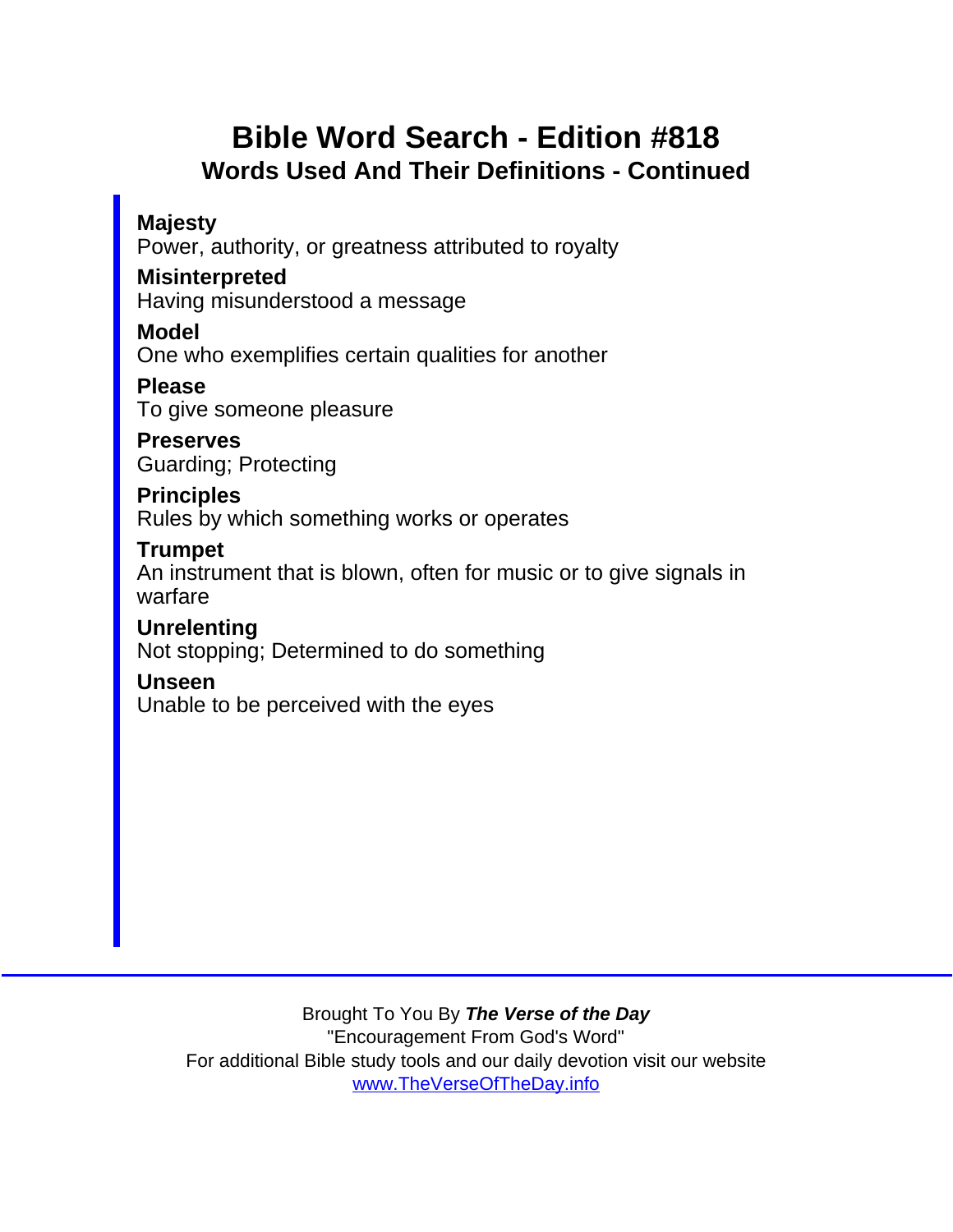# Bible Word Search - Edition #818

## Words Used And Their Definitions - Continued

**Majesty**
Power, authority, or greatness attributed to royalty

**Misinterpreted**
Having misunderstood a message

**Model**
One who exemplifies certain qualities for another

**Please**
To give someone pleasure

**Preserves**
Guarding; Protecting

**Principles**
Rules by which something works or operates

**Trumpet**
An instrument that is blown, often for music or to give signals in warfare

**Unrelenting**
Not stopping; Determined to do something

**Unseen**
Unable to be perceived with the eyes

---

Brought To You By ***The Verse of the Day***
"Encouragement From God's Word"
For additional Bible study tools and our daily devotion visit our website
[www.TheVerseOfTheDay.info](http://www.TheVerseOfTheDay.info)